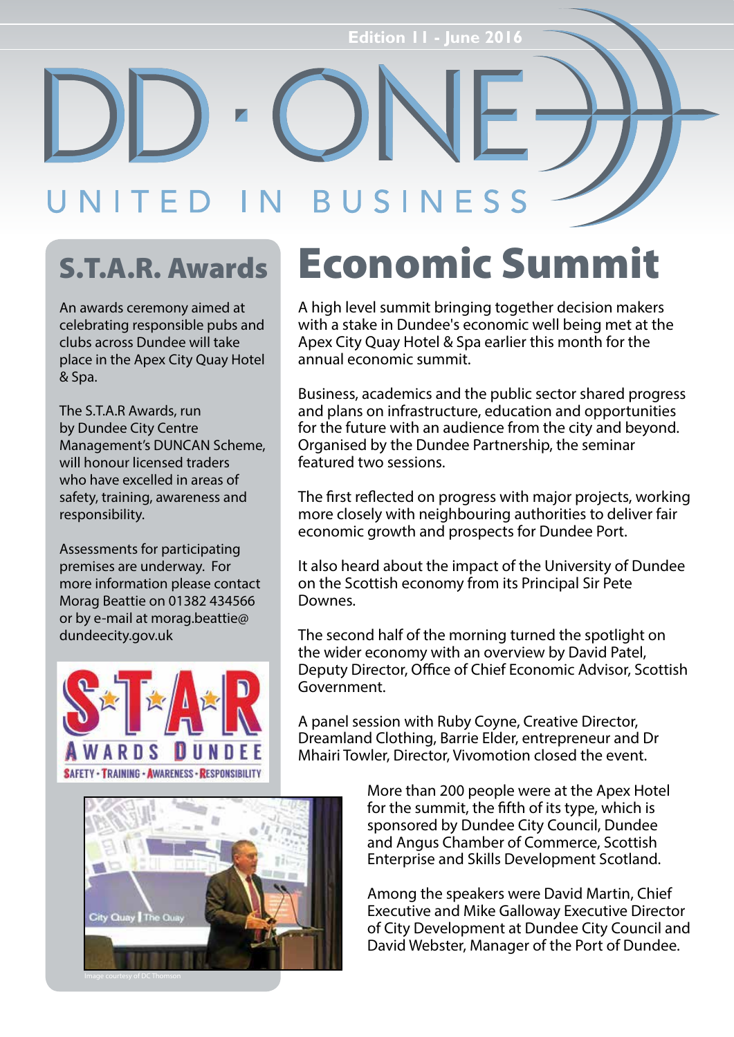Edition 11 - June 2016

# DD·ONE

UNITED IN BUSINESS

## S.T.A.R. Awards

An awards ceremony aimed at celebrating responsible pubs and clubs across Dundee will take place in the Apex City Quay Hotel & Spa.

The S.T.A.R Awards, run by Dundee City Centre Management's DUNCAN Scheme, will honour licensed traders who have excelled in areas of safety, training, awareness and responsibility.

Assessments for participating premises are underway. For more information please contact Morag Beattie on 01382 434566 or by e-mail at morag.beattie@dundeecity.gov.uk

S★T★A★R AWARDS DUNDEE
SAFETY • TRAINING • AWARENESS • RESPONSIBILITY

## Economic Summit

A high level summit bringing together decision makers with a stake in Dundee's economic well being met at the Apex City Quay Hotel & Spa earlier this month for the annual economic summit.

Business, academics and the public sector shared progress and plans on infrastructure, education and opportunities for the future with an audience from the city and beyond. Organised by the Dundee Partnership, the seminar featured two sessions.

The first reflected on progress with major projects, working more closely with neighbouring authorities to deliver fair economic growth and prospects for Dundee Port.

It also heard about the impact of the University of Dundee on the Scottish economy from its Principal Sir Pete Downes.

The second half of the morning turned the spotlight on the wider economy with an overview by David Patel, Deputy Director, Office of Chief Economic Advisor, Scottish Government.

A panel session with Ruby Coyne, Creative Director, Dreamland Clothing, Barrie Elder, entrepreneur and Dr Mhairi Towler, Director, Vivomotion closed the event.

More than 200 people were at the Apex Hotel for the summit, the fifth of its type, which is sponsored by Dundee City Council, Dundee and Angus Chamber of Commerce, Scottish Enterprise and Skills Development Scotland.

Among the speakers were David Martin, Chief Executive and Mike Galloway Executive Director of City Development at Dundee City Council and David Webster, Manager of the Port of Dundee.

Image courtesy of DC Thomson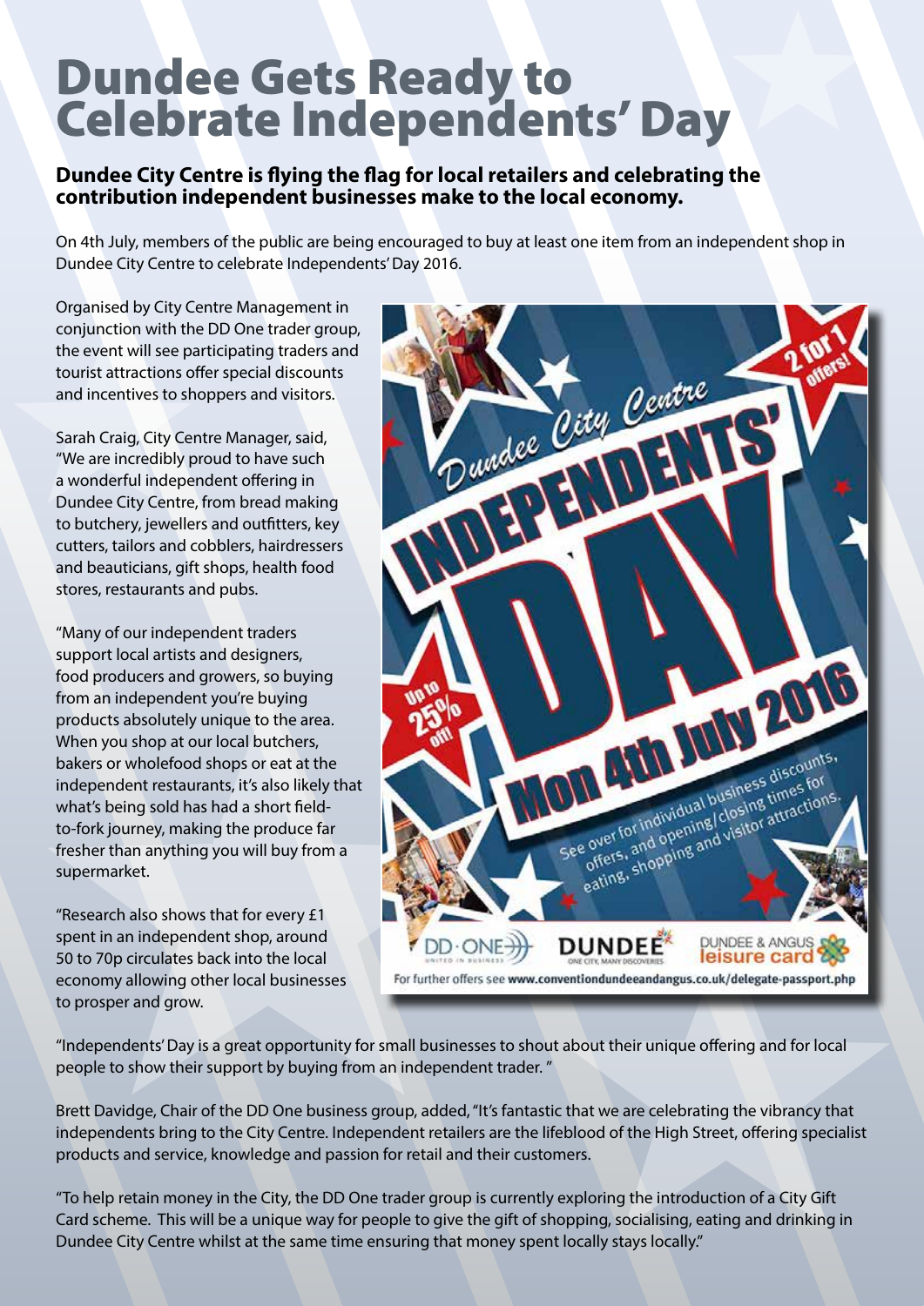# Dundee Gets Ready to Celebrate Independents' Day

**Dundee City Centre is flying the flag for local retailers and celebrating the contribution independent businesses make to the local economy.**

On 4th July, members of the public are being encouraged to buy at least one item from an independent shop in Dundee City Centre to celebrate Independents' Day 2016.

Organised by City Centre Management in conjunction with the DD One trader group, the event will see participating traders and tourist attractions offer special discounts and incentives to shoppers and visitors.

Sarah Craig, City Centre Manager, said, "We are incredibly proud to have such a wonderful independent offering in Dundee City Centre, from bread making to butchery, jewellers and outfitters, key cutters, tailors and cobblers, hairdressers and beauticians, gift shops, health food stores, restaurants and pubs.

"Many of our independent traders support local artists and designers, food producers and growers, so buying from an independent you're buying products absolutely unique to the area. When you shop at our local butchers, bakers or wholefood shops or eat at the independent restaurants, it's also likely that what's being sold has had a short field-to-fork journey, making the produce far fresher than anything you will buy from a supermarket.

"Research also shows that for every £1 spent in an independent shop, around 50 to 70p circulates back into the local economy allowing other local businesses to prosper and grow.

Dundee City Centre

INDEPENDENTS' DAY

Mon 4th July 2016

2 for 1 offers!

Up to 25% off!

See over for individual business discounts, offers, and opening/closing times for eating, shopping and visitor attractions.

DD·ONE UNITED IN BUSINESS

DUNDEE ONE CITY, MANY DISCOVERIES

DUNDEE & ANGUS leisure card

For further offers see www.conventiondundeeandangus.co.uk/delegate-passport.php

"Independents' Day is a great opportunity for small businesses to shout about their unique offering and for local people to show their support by buying from an independent trader. "

Brett Davidge, Chair of the DD One business group, added, "It's fantastic that we are celebrating the vibrancy that independents bring to the City Centre. Independent retailers are the lifeblood of the High Street, offering specialist products and service, knowledge and passion for retail and their customers.

"To help retain money in the City, the DD One trader group is currently exploring the introduction of a City Gift Card scheme. This will be a unique way for people to give the gift of shopping, socialising, eating and drinking in Dundee City Centre whilst at the same time ensuring that money spent locally stays locally."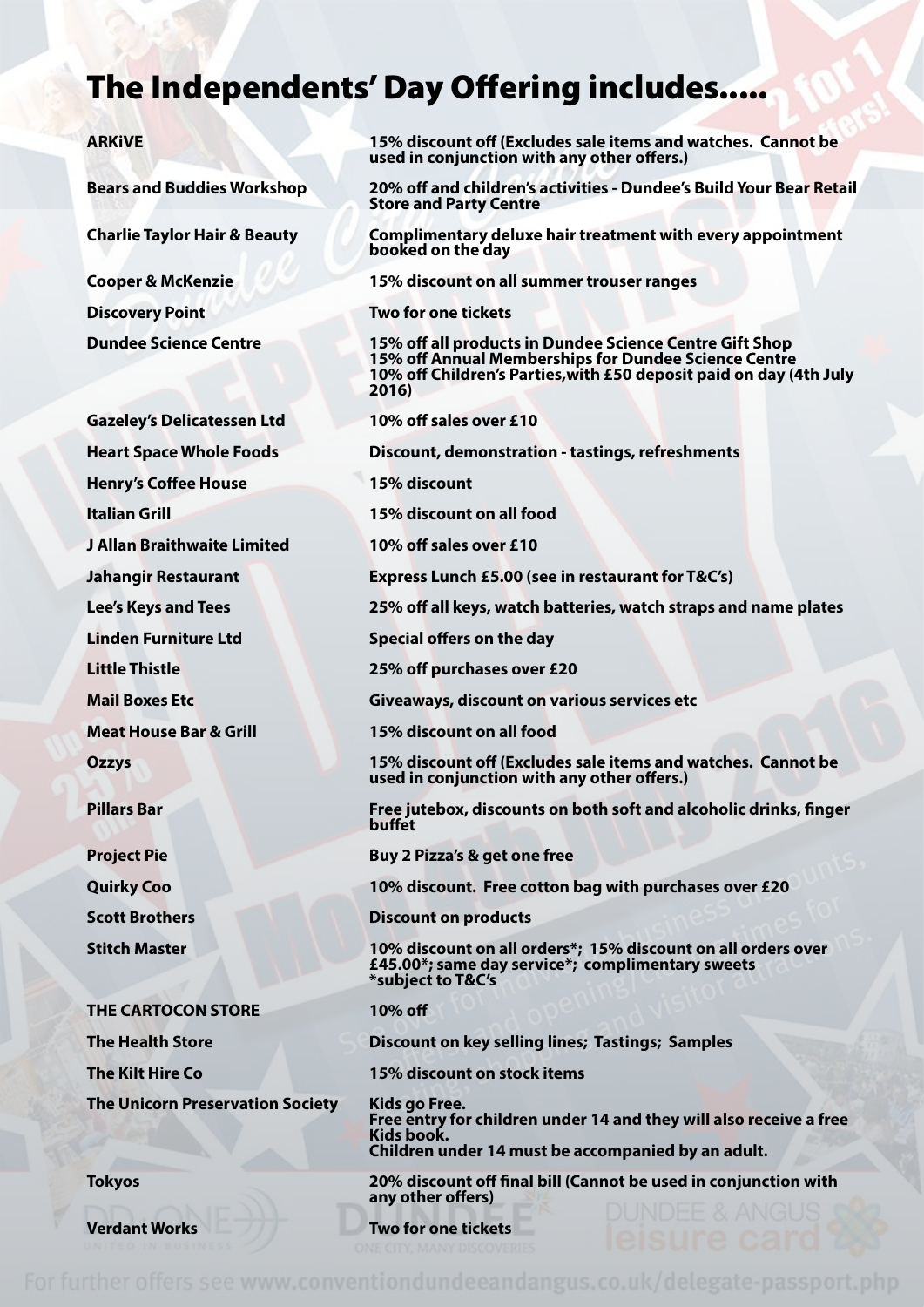# The Independents' Day Offering includes.....

| | |
|---|---|
| **ARKiVE** | **15% discount off (Excludes sale items and watches. Cannot be used in conjunction with any other offers.)** |
| **Bears and Buddies Workshop** | **20% off and children's activities - Dundee's Build Your Bear Retail Store and Party Centre** |
| **Charlie Taylor Hair & Beauty** | **Complimentary deluxe hair treatment with every appointment booked on the day** |
| **Cooper & McKenzie** | **15% discount on all summer trouser ranges** |
| **Discovery Point** | **Two for one tickets** |
| **Dundee Science Centre** | **15% off all products in Dundee Science Centre Gift Shop**<br>**15% off Annual Memberships for Dundee Science Centre**<br>**10% off Children's Parties,with £50 deposit paid on day (4th July 2016)** |
| **Gazeley's Delicatessen Ltd** | **10% off sales over £10** |
| **Heart Space Whole Foods** | **Discount, demonstration - tastings, refreshments** |
| **Henry's Coffee House** | **15% discount** |
| **Italian Grill** | **15% discount on all food** |
| **J Allan Braithwaite Limited** | **10% off sales over £10** |
| **Jahangir Restaurant** | **Express Lunch £5.00 (see in restaurant for T&C's)** |
| **Lee's Keys and Tees** | **25% off all keys, watch batteries, watch straps and name plates** |
| **Linden Furniture Ltd** | **Special offers on the day** |
| **Little Thistle** | **25% off purchases over £20** |
| **Mail Boxes Etc** | **Giveaways, discount on various services etc** |
| **Meat House Bar & Grill** | **15% discount on all food** |
| **Ozzys** | **15% discount off (Excludes sale items and watches. Cannot be used in conjunction with any other offers.)** |
| **Pillars Bar** | **Free jutebox, discounts on both soft and alcoholic drinks, finger buffet** |
| **Project Pie** | **Buy 2 Pizza's & get one free** |
| **Quirky Coo** | **10% discount. Free cotton bag with purchases over £20** |
| **Scott Brothers** | **Discount on products** |
| **Stitch Master** | **10% discount on all orders*; 15% discount on all orders over £45.00*; same day service*; complimentary sweets**<br>***subject to T&C's** |
| **THE CARTOCON STORE** | **10% off** |
| **The Health Store** | **Discount on key selling lines; Tastings; Samples** |
| **The Kilt Hire Co** | **15% discount on stock items** |
| **The Unicorn Preservation Society** | **Kids go Free.**<br>**Free entry for children under 14 and they will also receive a free Kids book.**<br>**Children under 14 must be accompanied by an adult.** |
| **Tokyos** | **20% discount off final bill (Cannot be used in conjunction with any other offers)** |
| **Verdant Works** | **Two for one tickets** |

For further offers see **www.conventiondundeeandangus.co.uk/delegate-passport.php**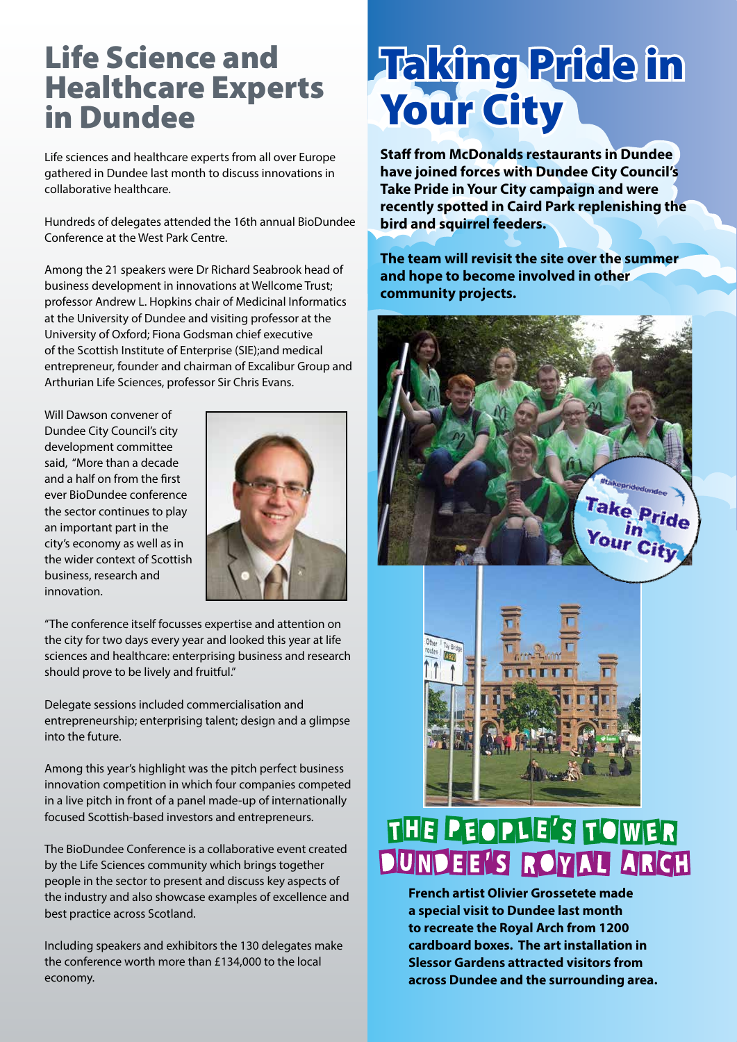# Life Science and Healthcare Experts in Dundee

Life sciences and healthcare experts from all over Europe gathered in Dundee last month to discuss innovations in collaborative healthcare.

Hundreds of delegates attended the 16th annual BioDundee Conference at the West Park Centre.

Among the 21 speakers were Dr Richard Seabrook head of business development in innovations at Wellcome Trust; professor Andrew L. Hopkins chair of Medicinal Informatics at the University of Dundee and visiting professor at the University of Oxford; Fiona Godsman chief executive of the Scottish Institute of Enterprise (SIE);and medical entrepreneur, founder and chairman of Excalibur Group and Arthurian Life Sciences, professor Sir Chris Evans.

Will Dawson convener of Dundee City Council's city development committee said, "More than a decade and a half on from the first ever BioDundee conference the sector continues to play an important part in the city's economy as well as in the wider context of Scottish business, research and innovation.

"The conference itself focusses expertise and attention on the city for two days every year and looked this year at life sciences and healthcare: enterprising business and research should prove to be lively and fruitful."

Delegate sessions included commercialisation and entrepreneurship; enterprising talent; design and a glimpse into the future.

Among this year's highlight was the pitch perfect business innovation competition in which four companies competed in a live pitch in front of a panel made-up of internationally focused Scottish-based investors and entrepreneurs.

The BioDundee Conference is a collaborative event created by the Life Sciences community which brings together people in the sector to present and discuss key aspects of the industry and also showcase examples of excellence and best practice across Scotland.

Including speakers and exhibitors the 130 delegates make the conference worth more than £134,000 to the local economy.

# Taking Pride in Your City

**Staff from McDonalds restaurants in Dundee have joined forces with Dundee City Council's Take Pride in Your City campaign and were recently spotted in Caird Park replenishing the bird and squirrel feeders.**

**The team will revisit the site over the summer and hope to become involved in other community projects.**

#takepridedundee

Take Pride in Your City

# THE PEOPLE'S TOWER DUNDEE'S ROYAL ARCH

**French artist Olivier Grossetete made a special visit to Dundee last month to recreate the Royal Arch from 1200 cardboard boxes. The art installation in Slessor Gardens attracted visitors from across Dundee and the surrounding area.**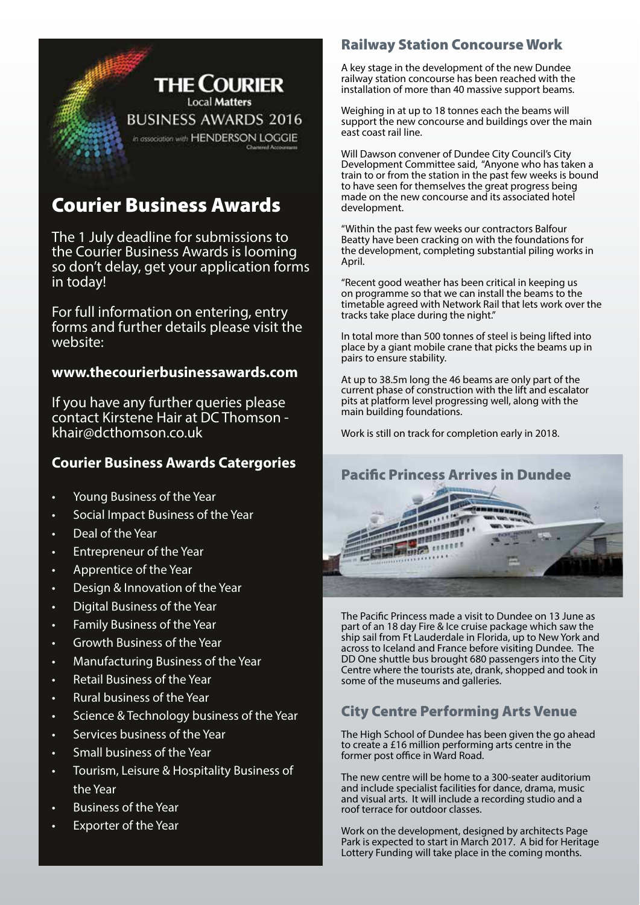THE COURIER
Local Matters
BUSINESS AWARDS 2016
in association with HENDERSON LOGGIE
Chartered Accountants

## Courier Business Awards

The 1 July deadline for submissions to the Courier Business Awards is looming so don't delay, get your application forms in today!

For full information on entering, entry forms and further details please visit the website:

**www.thecourierbusinessawards.com**

If you have any further queries please contact Kirstene Hair at DC Thomson - khair@dcthomson.co.uk

### Courier Business Awards Catergories

- Young Business of the Year
- Social Impact Business of the Year
- Deal of the Year
- Entrepreneur of the Year
- Apprentice of the Year
- Design & Innovation of the Year
- Digital Business of the Year
- Family Business of the Year
- Growth Business of the Year
- Manufacturing Business of the Year
- Retail Business of the Year
- Rural business of the Year
- Science & Technology business of the Year
- Services business of the Year
- Small business of the Year
- Tourism, Leisure & Hospitality Business of the Year
- Business of the Year
- Exporter of the Year

## Railway Station Concourse Work

A key stage in the development of the new Dundee railway station concourse has been reached with the installation of more than 40 massive support beams.

Weighing in at up to 18 tonnes each the beams will support the new concourse and buildings over the main east coast rail line.

Will Dawson convener of Dundee City Council's City Development Committee said, "Anyone who has taken a train to or from the station in the past few weeks is bound to have seen for themselves the great progress being made on the new concourse and its associated hotel development.

"Within the past few weeks our contractors Balfour Beatty have been cracking on with the foundations for the development, completing substantial piling works in April.

"Recent good weather has been critical in keeping us on programme so that we can install the beams to the timetable agreed with Network Rail that lets work over the tracks take place during the night."

In total more than 500 tonnes of steel is being lifted into place by a giant mobile crane that picks the beams up in pairs to ensure stability.

At up to 38.5m long the 46 beams are only part of the current phase of construction with the lift and escalator pits at platform level progressing well, along with the main building foundations.

Work is still on track for completion early in 2018.

## Pacific Princess Arrives in Dundee

The Pacific Princess made a visit to Dundee on 13 June as part of an 18 day Fire & Ice cruise package which saw the ship sail from Ft Lauderdale in Florida, up to New York and across to Iceland and France before visiting Dundee. The DD One shuttle bus brought 680 passengers into the City Centre where the tourists ate, drank, shopped and took in some of the museums and galleries.

## City Centre Performing Arts Venue

The High School of Dundee has been given the go ahead to create a £16 million performing arts centre in the former post office in Ward Road.

The new centre will be home to a 300-seater auditorium and include specialist facilities for dance, drama, music and visual arts. It will include a recording studio and a roof terrace for outdoor classes.

Work on the development, designed by architects Page Park is expected to start in March 2017. A bid for Heritage Lottery Funding will take place in the coming months.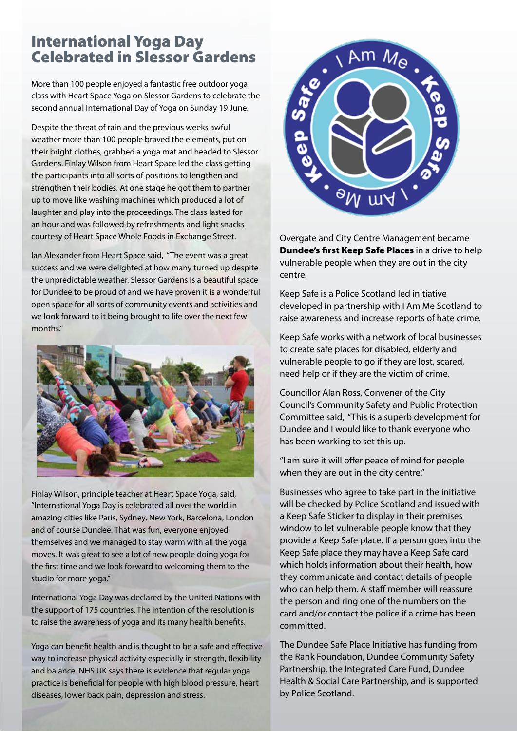# International Yoga Day Celebrated in Slessor Gardens

More than 100 people enjoyed a fantastic free outdoor yoga class with Heart Space Yoga on Slessor Gardens to celebrate the second annual International Day of Yoga on Sunday 19 June.

Despite the threat of rain and the previous weeks awful weather more than 100 people braved the elements, put on their bright clothes, grabbed a yoga mat and headed to Slessor Gardens. Finlay Wilson from Heart Space led the class getting the participants into all sorts of positions to lengthen and strengthen their bodies. At one stage he got them to partner up to move like washing machines which produced a lot of laughter and play into the proceedings. The class lasted for an hour and was followed by refreshments and light snacks courtesy of Heart Space Whole Foods in Exchange Street.

Ian Alexander from Heart Space said, "The event was a great success and we were delighted at how many turned up despite the unpredictable weather. Slessor Gardens is a beautiful space for Dundee to be proud of and we have proven it is a wonderful open space for all sorts of community events and activities and we look forward to it being brought to life over the next few months."

Finlay Wilson, principle teacher at Heart Space Yoga, said, "International Yoga Day is celebrated all over the world in amazing cities like Paris, Sydney, New York, Barcelona, London and of course Dundee. That was fun, everyone enjoyed themselves and we managed to stay warm with all the yoga moves. It was great to see a lot of new people doing yoga for the first time and we look forward to welcoming them to the studio for more yoga."

International Yoga Day was declared by the United Nations with the support of 175 countries. The intention of the resolution is to raise the awareness of yoga and its many health benefits.

Yoga can benefit health and is thought to be a safe and effective way to increase physical activity especially in strength, flexibility and balance. NHS UK says there is evidence that regular yoga practice is beneficial for people with high blood pressure, heart diseases, lower back pain, depression and stress.

Keep Safe • I Am Me • Keep Safe • I Am Me •

Overgate and City Centre Management became **Dundee's first Keep Safe Places** in a drive to help vulnerable people when they are out in the city centre.

Keep Safe is a Police Scotland led initiative developed in partnership with I Am Me Scotland to raise awareness and increase reports of hate crime.

Keep Safe works with a network of local businesses to create safe places for disabled, elderly and vulnerable people to go if they are lost, scared, need help or if they are the victim of crime.

Councillor Alan Ross, Convener of the City Council's Community Safety and Public Protection Committee said, "This is a superb development for Dundee and I would like to thank everyone who has been working to set this up.

"I am sure it will offer peace of mind for people when they are out in the city centre."

Businesses who agree to take part in the initiative will be checked by Police Scotland and issued with a Keep Safe Sticker to display in their premises window to let vulnerable people know that they provide a Keep Safe place. If a person goes into the Keep Safe place they may have a Keep Safe card which holds information about their health, how they communicate and contact details of people who can help them. A staff member will reassure the person and ring one of the numbers on the card and/or contact the police if a crime has been committed.

The Dundee Safe Place Initiative has funding from the Rank Foundation, Dundee Community Safety Partnership, the Integrated Care Fund, Dundee Health & Social Care Partnership, and is supported by Police Scotland.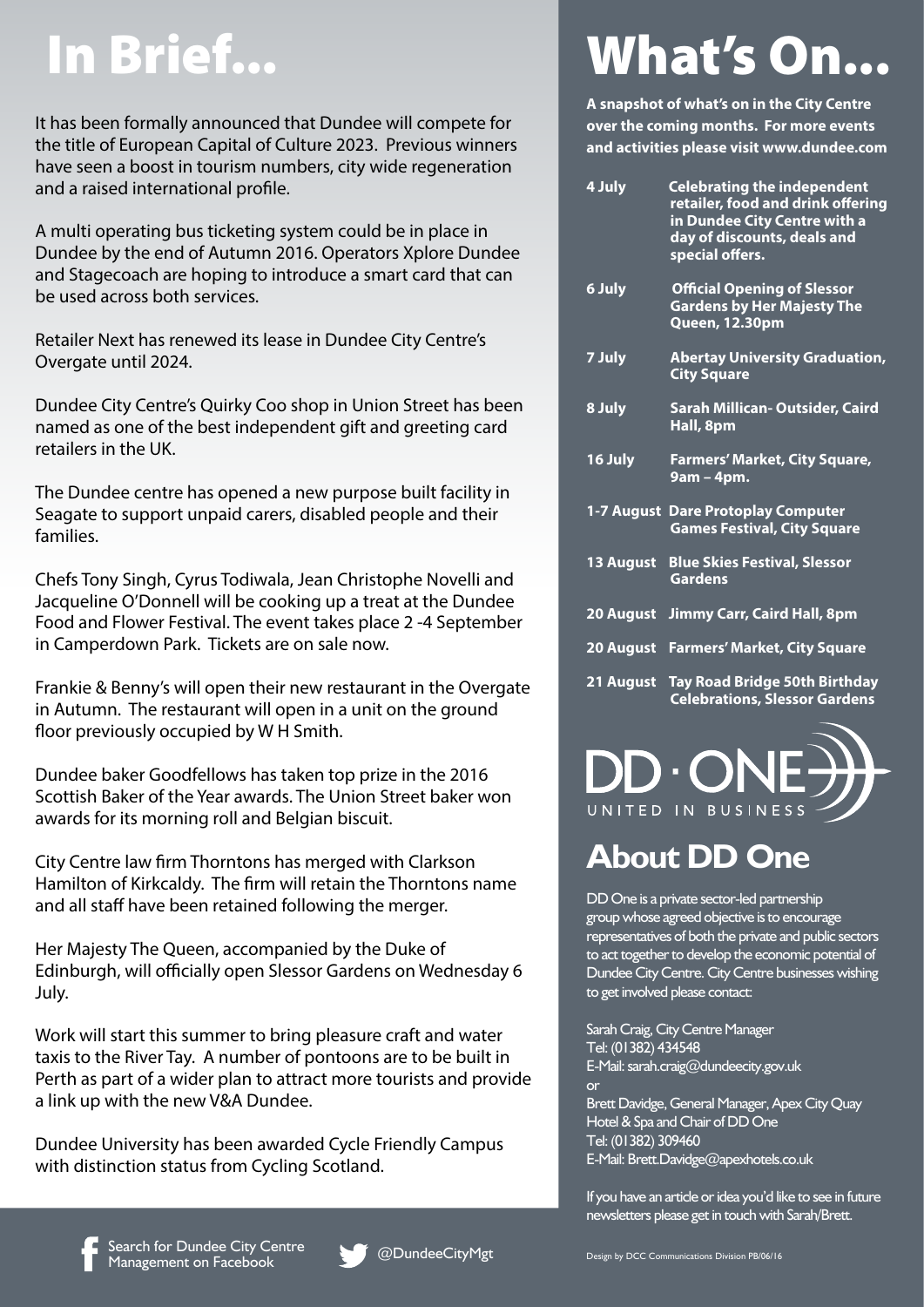# In Brief...

It has been formally announced that Dundee will compete for the title of European Capital of Culture 2023. Previous winners have seen a boost in tourism numbers, city wide regeneration and a raised international profile.

A multi operating bus ticketing system could be in place in Dundee by the end of Autumn 2016. Operators Xplore Dundee and Stagecoach are hoping to introduce a smart card that can be used across both services.

Retailer Next has renewed its lease in Dundee City Centre's Overgate until 2024.

Dundee City Centre's Quirky Coo shop in Union Street has been named as one of the best independent gift and greeting card retailers in the UK.

The Dundee centre has opened a new purpose built facility in Seagate to support unpaid carers, disabled people and their families.

Chefs Tony Singh, Cyrus Todiwala, Jean Christophe Novelli and Jacqueline O'Donnell will be cooking up a treat at the Dundee Food and Flower Festival. The event takes place 2 -4 September in Camperdown Park. Tickets are on sale now.

Frankie & Benny's will open their new restaurant in the Overgate in Autumn. The restaurant will open in a unit on the ground floor previously occupied by W H Smith.

Dundee baker Goodfellows has taken top prize in the 2016 Scottish Baker of the Year awards. The Union Street baker won awards for its morning roll and Belgian biscuit.

City Centre law firm Thorntons has merged with Clarkson Hamilton of Kirkcaldy. The firm will retain the Thorntons name and all staff have been retained following the merger.

Her Majesty The Queen, accompanied by the Duke of Edinburgh, will officially open Slessor Gardens on Wednesday 6 July.

Work will start this summer to bring pleasure craft and water taxis to the River Tay. A number of pontoons are to be built in Perth as part of a wider plan to attract more tourists and provide a link up with the new V&A Dundee.

Dundee University has been awarded Cycle Friendly Campus with distinction status from Cycling Scotland.

# What's On...

**A snapshot of what's on in the City Centre over the coming months. For more events and activities please visit www.dundee.com**

| | |
|---|---|
| **4 July** | **Celebrating the independent retailer, food and drink offering in Dundee City Centre with a day of discounts, deals and special offers.** |
| **6 July** | **Official Opening of Slessor Gardens by Her Majesty The Queen, 12.30pm** |
| **7 July** | **Abertay University Graduation, City Square** |
| **8 July** | **Sarah Millican- Outsider, Caird Hall, 8pm** |
| **16 July** | **Farmers' Market, City Square, 9am – 4pm.** |
| **1-7 August** | **Dare Protoplay Computer Games Festival, City Square** |
| **13 August** | **Blue Skies Festival, Slessor Gardens** |
| **20 August** | **Jimmy Carr, Caird Hall, 8pm** |
| **20 August** | **Farmers' Market, City Square** |
| **21 August** | **Tay Road Bridge 50th Birthday Celebrations, Slessor Gardens** |

DD · ONE
UNITED IN BUSINESS

## About DD One

DD One is a private sector-led partnership group whose agreed objective is to encourage representatives of both the private and public sectors to act together to develop the economic potential of Dundee City Centre. City Centre businesses wishing to get involved please contact:

Sarah Craig, City Centre Manager
Tel: (01382) 434548
E-Mail: sarah.craig@dundeecity.gov.uk
or
Brett Davidge, General Manager, Apex City Quay Hotel & Spa and Chair of DD One
Tel: (01382) 309460
E-Mail: Brett.Davidge@apexhotels.co.uk

If you have an article or idea you'd like to see in future newsletters please get in touch with Sarah/Brett.

Search for Dundee City Centre Management on Facebook

@DundeeCityMgt

Design by DCC Communications Division PB/06/16